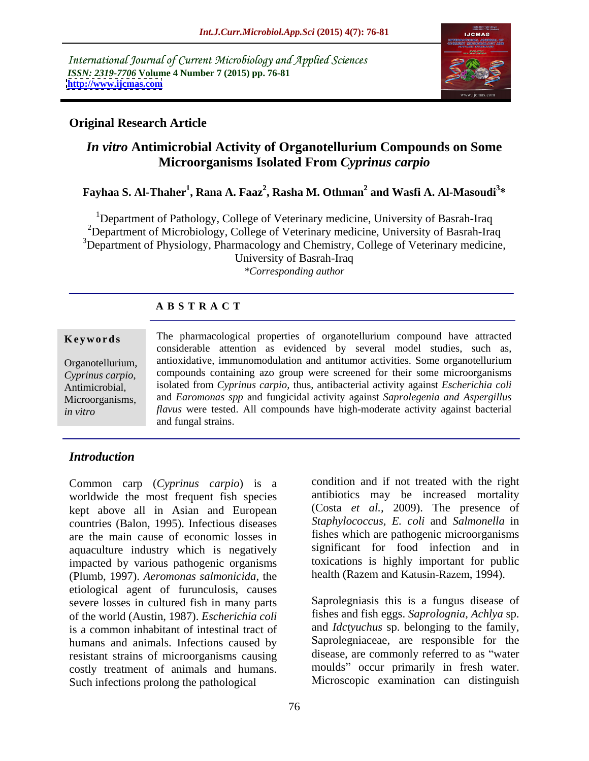International Journal of Current Microbiology and Applied Sciences
*ISSN: 2319-7706* **Volume 4 Number 7 (2015) pp. 76-81**
**http://www.ijcmas.com**

**Original Research Article**

# *In vitro* Antimicrobial Activity of Organotellurium Compounds on Some Microorganisms Isolated From *Cyprinus carpio*

**Fayhaa S. Al-Thaher[1], Rana A. Faaz[2], Rasha M. Othman[2] and Wasfi A. Al-Masoudi[3]\***

[1]Department of Pathology, College of Veterinary medicine, University of Basrah-Iraq
[2]Department of Microbiology, College of Veterinary medicine, University of Basrah-Iraq
[3]Department of Physiology, Pharmacology and Chemistry, College of Veterinary medicine, University of Basrah-Iraq
*\*Corresponding author*

## A B S T R A C T

**Keywords**

Organotellurium, *Cyprinus carpio*, Antimicrobial, Microorganisms, *in vitro*

The pharmacological properties of organotellurium compound have attracted considerable attention as evidenced by several model studies, such as, antioxidative, immunomodulation and antitumor activities. Some organotellurium compounds containing azo group were screened for their some microorganisms isolated from *Cyprinus carpio*, thus, antibacterial activity against *Escherichia coli* and *Earomonas spp* and fungicidal activity against *Saprolegenia and Aspergillus flavus* were tested. All compounds have high-moderate activity against bacterial and fungal strains.

## *Introduction*

Common carp (*Cyprinus carpio*) is a worldwide the most frequent fish species kept above all in Asian and European countries (Balon, 1995). Infectious diseases are the main cause of economic losses in aquaculture industry which is negatively impacted by various pathogenic organisms (Plumb, 1997). *Aeromonas salmonicida*, the etiological agent of furunculosis, causes severe losses in cultured fish in many parts of the world (Austin, 1987). *Escherichia coli* is a common inhabitant of intestinal tract of humans and animals. Infections caused by resistant strains of microorganisms causing costly treatment of animals and humans. Such infections prolong the pathological condition and if not treated with the right antibiotics may be increased mortality (Costa *et al.,* 2009). The presence of *Staphylococcus, E. coli* and *Salmonella* in fishes which are pathogenic microorganisms significant for food infection and in toxications is highly important for public health (Razem and Katusin-Razem, 1994).

Saprolegniasis this is a fungus disease of fishes and fish eggs. *Saprolognia, Achlya* sp. and *Idctyuchus* sp. belonging to the family, Saprolegniaceae, are responsible for the disease, are commonly referred to as "water moulds" occur primarily in fresh water. Microscopic examination can distinguish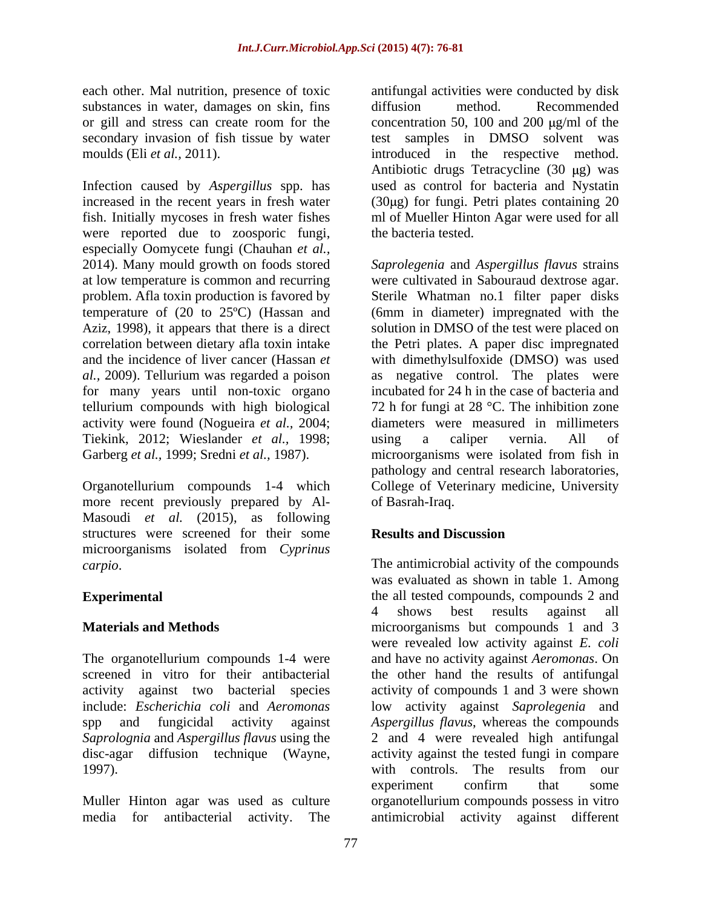each other. Mal nutrition, presence of toxic substances in water, damages on skin, fins or gill and stress can create room for the secondary invasion of fish tissue by water moulds (Eli *et al.,* 2011).

Infection caused by *Aspergillus* spp. has increased in the recent years in fresh water fish. Initially mycoses in fresh water fishes were reported due to zoosporic fungi, especially Oomycete fungi (Chauhan *et al.,* 2014). Many mould growth on foods stored at low temperature is common and recurring problem. Afla toxin production is favored by temperature of (20 to 25ºC) (Hassan and Aziz, 1998), it appears that there is a direct correlation between dietary afla toxin intake and the incidence of liver cancer (Hassan *et al.,* 2009). Tellurium was regarded a poison for many years until non-toxic organo tellurium compounds with high biological activity were found (Nogueira *et al.,* 2004; Tiekink, 2012; Wieslander *et al.,* 1998; Garberg *et al.,* 1999; Sredni *et al.,* 1987).

Organotellurium compounds 1-4 which more recent previously prepared by Al-Masoudi *et al.* (2015), as following structures were screened for their some microorganisms isolated from *Cyprinus carpio*.

## Experimental

### Materials and Methods

The organotellurium compounds 1-4 were screened in vitro for their antibacterial activity against two bacterial species include: *Escherichia coli* and *Aeromonas* spp and fungicidal activity against *Saprolognia* and *Aspergillus flavus* using the disc-agar diffusion technique (Wayne, 1997).

Muller Hinton agar was used as culture media for antibacterial activity. The antifungal activities were conducted by disk diffusion method. Recommended concentration 50, 100 and 200 μg/ml of the test samples in DMSO solvent was introduced in the respective method. Antibiotic drugs Tetracycline (30 μg) was used as control for bacteria and Nystatin (30μg) for fungi. Petri plates containing 20 ml of Mueller Hinton Agar were used for all the bacteria tested.

*Saprolegenia* and *Aspergillus flavus* strains were cultivated in Sabouraud dextrose agar. Sterile Whatman no.1 filter paper disks (6mm in diameter) impregnated with the solution in DMSO of the test were placed on the Petri plates. A paper disc impregnated with dimethylsulfoxide (DMSO) was used as negative control. The plates were incubated for 24 h in the case of bacteria and 72 h for fungi at 28 °C. The inhibition zone diameters were measured in millimeters using a caliper vernia. All of microorganisms were isolated from fish in pathology and central research laboratories, College of Veterinary medicine, University of Basrah-Iraq.

## Results and Discussion

The antimicrobial activity of the compounds was evaluated as shown in table 1. Among the all tested compounds, compounds 2 and 4 shows best results against all microorganisms but compounds 1 and 3 were revealed low activity against *E. coli* and have no activity against *Aeromonas*. On the other hand the results of antifungal activity of compounds 1 and 3 were shown low activity against *Saprolegenia* and *Aspergillus flavus*, whereas the compounds 2 and 4 were revealed high antifungal activity against the tested fungi in compare with controls. The results from our experiment confirm that some organotellurium compounds possess in vitro antimicrobial activity against different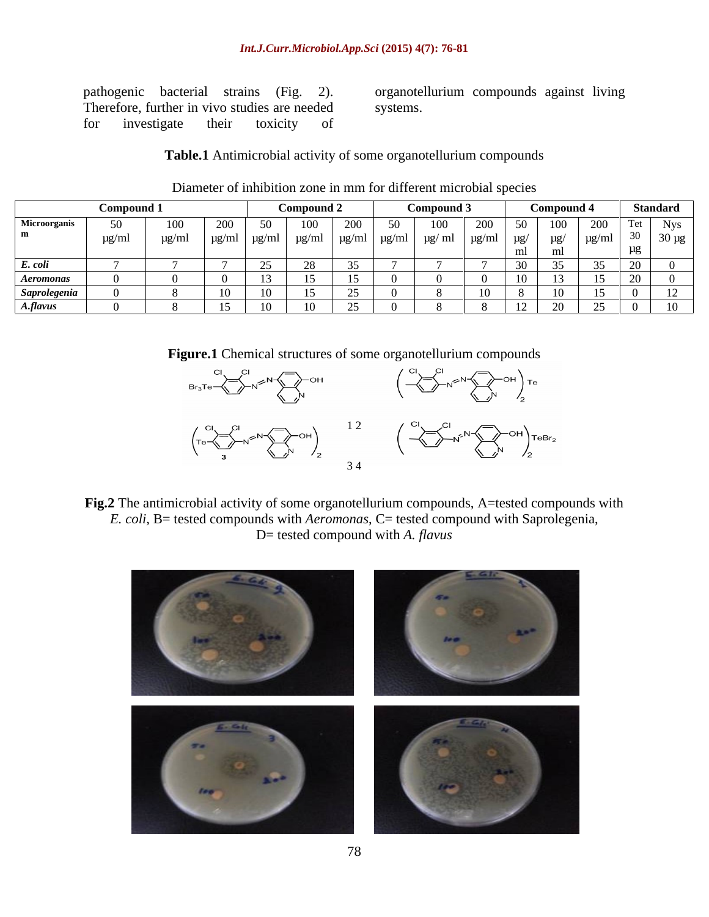pathogenic bacterial strains (Fig. 2). Therefore, further in vivo studies are needed for investigate their toxicity of organotellurium compounds against living systems.

**Table.1** Antimicrobial activity of some organotellurium compounds

Diameter of inhibition zone in mm for different microbial species

| Microorganism | Compound 1 | | | Compound 2 | | | Compound 3 | | | Compound 4 | | | Standard | |
|---|---|---|---|---|---|---|---|---|---|---|---|---|---|---|
| | 50 μg/ml | 100 μg/ml | 200 μg/ml | 50 μg/ml | 100 μg/ml | 200 μg/ml | 50 μg/ml | 100 μg/ ml | 200 μg/ml | 50 μg/ ml | 100 μg/ ml | 200 μg/ml | Tet 30 μg | Nys 30 μg |
| ***E. coli*** | 7 | 7 | 7 | 25 | 28 | 35 | 7 | 7 | 7 | 30 | 35 | 35 | 20 | 0 |
| ***Aeromonas*** | 0 | 0 | 0 | 13 | 15 | 15 | 0 | 0 | 0 | 10 | 13 | 15 | 20 | 0 |
| ***Saprolegenia*** | 0 | 8 | 10 | 10 | 15 | 25 | 0 | 8 | 10 | 8 | 10 | 15 | 0 | 12 |
| ***A.flavus*** | 0 | 8 | 15 | 10 | 10 | 25 | 0 | 8 | 8 | 12 | 20 | 25 | 0 | 10 |

**Figure.1** Chemical structures of some organotellurium compounds

**Fig.2** The antimicrobial activity of some organotellurium compounds, A=tested compounds with *E. coli*, B= tested compounds with *Aeromonas*, C= tested compound with Saprolegenia, D= tested compound with *A. flavus*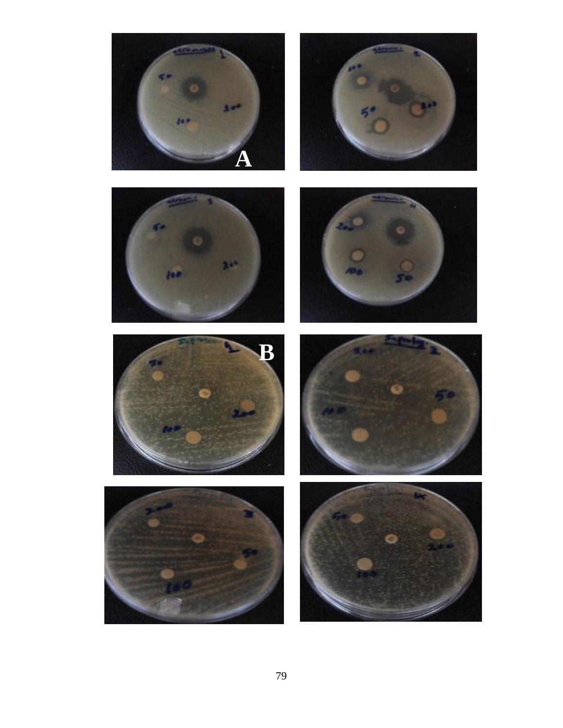A

B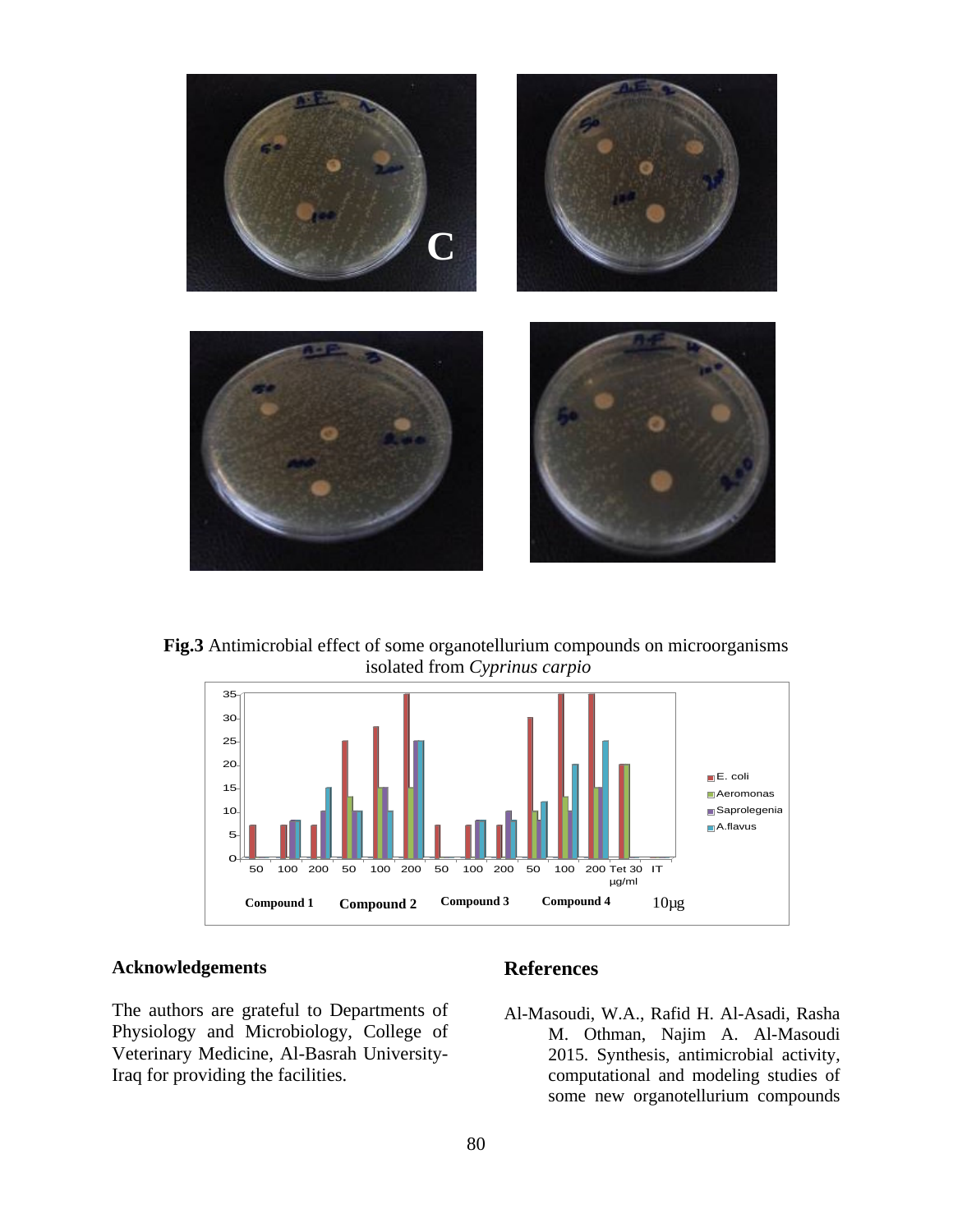**Fig.3** Antimicrobial effect of some organotellurium compounds on microorganisms isolated from *Cyprinus carpio*

## Acknowledgements

The authors are grateful to Departments of Physiology and Microbiology, College of Veterinary Medicine, Al-Basrah University-Iraq for providing the facilities.

## References

Al-Masoudi, W.A., Rafid H. Al-Asadi, Rasha M. Othman, Najim A. Al-Masoudi 2015. Synthesis, antimicrobial activity, computational and modeling studies of some new organotellurium compounds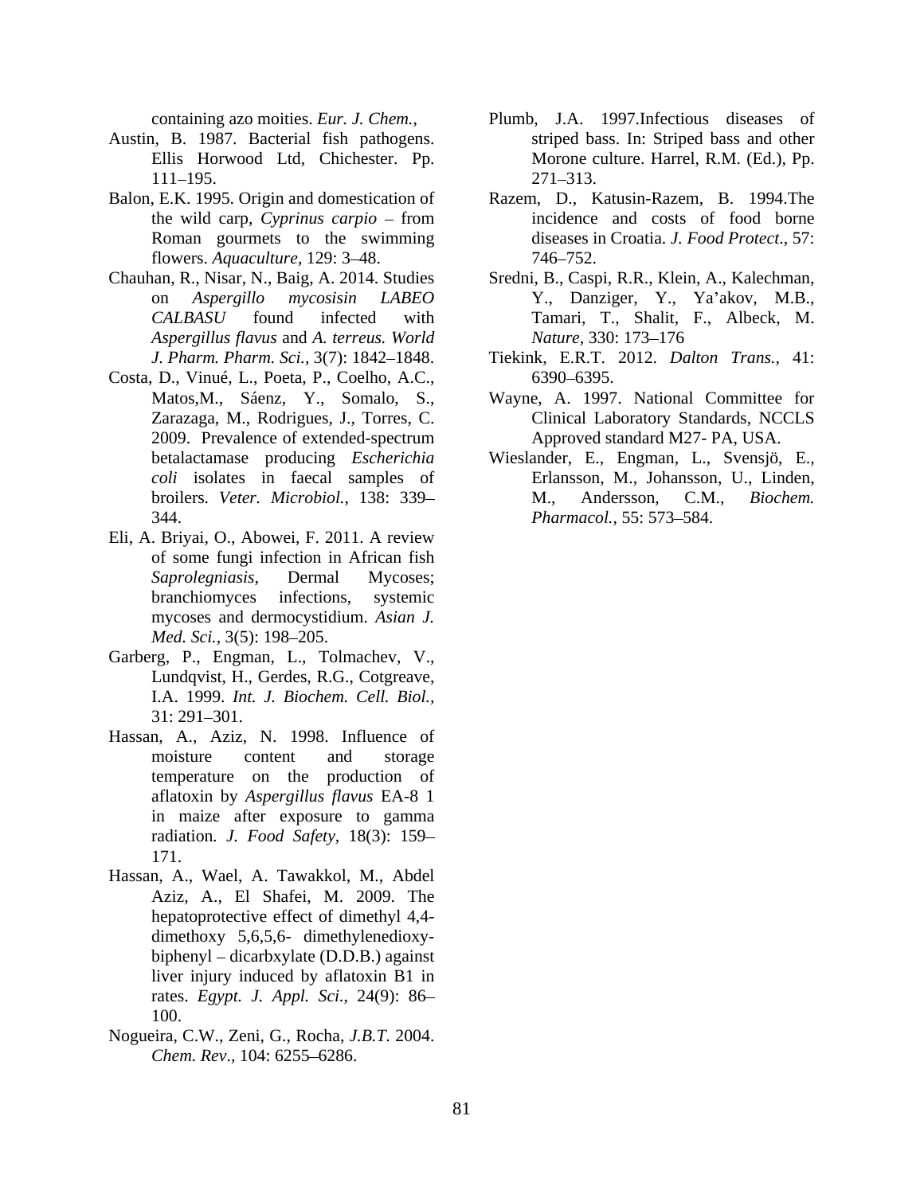containing azo moities. *Eur. J. Chem.*,

Austin, B. 1987. Bacterial fish pathogens. Ellis Horwood Ltd, Chichester. Pp. 111–195.

Balon, E.K. 1995. Origin and domestication of the wild carp, *Cyprinus carpio* – from Roman gourmets to the swimming flowers. *Aquaculture*, 129: 3–48.

Chauhan, R., Nisar, N., Baig, A. 2014. Studies on *Aspergillo mycosisin LABEO CALBASU* found infected with *Aspergillus flavus* and *A. terreus. World J. Pharm. Pharm. Sci.*, 3(7): 1842–1848.

Costa, D., Vinué, L., Poeta, P., Coelho, A.C., Matos,M., Sáenz, Y., Somalo, S., Zarazaga, M., Rodrigues, J., Torres, C. 2009. Prevalence of extended-spectrum betalactamase producing *Escherichia coli* isolates in faecal samples of broilers. *Veter. Microbiol.*, 138: 339–344.

Eli, A. Briyai, O., Abowei, F. 2011. A review of some fungi infection in African fish *Saprolegniasis*, Dermal Mycoses; branchiomyces infections, systemic mycoses and dermocystidium. *Asian J. Med. Sci.*, 3(5): 198–205.

Garberg, P., Engman, L., Tolmachev, V., Lundqvist, H., Gerdes, R.G., Cotgreave, I.A. 1999. *Int. J. Biochem. Cell. Biol.*, 31: 291–301.

Hassan, A., Aziz, N. 1998. Influence of moisture content and storage temperature on the production of aflatoxin by *Aspergillus flavus* EA-8 1 in maize after exposure to gamma radiation. *J. Food Safety*, 18(3): 159–171.

Hassan, A., Wael, A. Tawakkol, M., Abdel Aziz, A., El Shafei, M. 2009. The hepatoprotective effect of dimethyl 4,4-dimethoxy 5,6,5,6- dimethylenedioxy-biphenyl – dicarbxylate (D.D.B.) against liver injury induced by aflatoxin B1 in rates. *Egypt. J. Appl. Sci.*, 24(9): 86–100.

Nogueira, C.W., Zeni, G., Rocha, *J.B.T.* 2004. *Chem. Rev*., 104: 6255–6286.

Plumb, J.A. 1997.Infectious diseases of striped bass. In: Striped bass and other Morone culture. Harrel, R.M. (Ed.), Pp. 271–313.

Razem, D., Katusin-Razem, B. 1994.The incidence and costs of food borne diseases in Croatia. *J. Food Protect*., 57: 746–752.

Sredni, B., Caspi, R.R., Klein, A., Kalechman, Y., Danziger, Y., Ya'akov, M.B., Tamari, T., Shalit, F., Albeck, M. *Nature*, 330: 173–176

Tiekink, E.R.T. 2012. *Dalton Trans.*, 41: 6390–6395.

Wayne, A. 1997. National Committee for Clinical Laboratory Standards, NCCLS Approved standard M27- PA, USA.

Wieslander, E., Engman, L., Svensjö, E., Erlansson, M., Johansson, U., Linden, M., Andersson, C.M., *Biochem. Pharmacol.*, 55: 573–584.